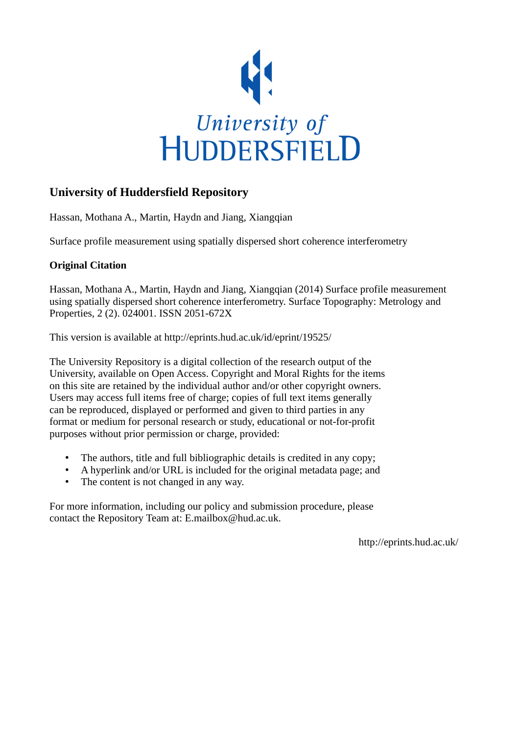University of HUDDERSFIELD

# University of Huddersfield Repository

Hassan, Mothana A., Martin, Haydn and Jiang, Xiangqian

Surface profile measurement using spatially dispersed short coherence interferometry

### Original Citation

Hassan, Mothana A., Martin, Haydn and Jiang, Xiangqian (2014) Surface profile measurement using spatially dispersed short coherence interferometry. Surface Topography: Metrology and Properties, 2 (2). 024001. ISSN 2051-672X

This version is available at http://eprints.hud.ac.uk/id/eprint/19525/

The University Repository is a digital collection of the research output of the University, available on Open Access. Copyright and Moral Rights for the items on this site are retained by the individual author and/or other copyright owners. Users may access full items free of charge; copies of full text items generally can be reproduced, displayed or performed and given to third parties in any format or medium for personal research or study, educational or not-for-profit purposes without prior permission or charge, provided:

- The authors, title and full bibliographic details is credited in any copy;
- A hyperlink and/or URL is included for the original metadata page; and
- The content is not changed in any way.

For more information, including our policy and submission procedure, please contact the Repository Team at: E.mailbox@hud.ac.uk.

http://eprints.hud.ac.uk/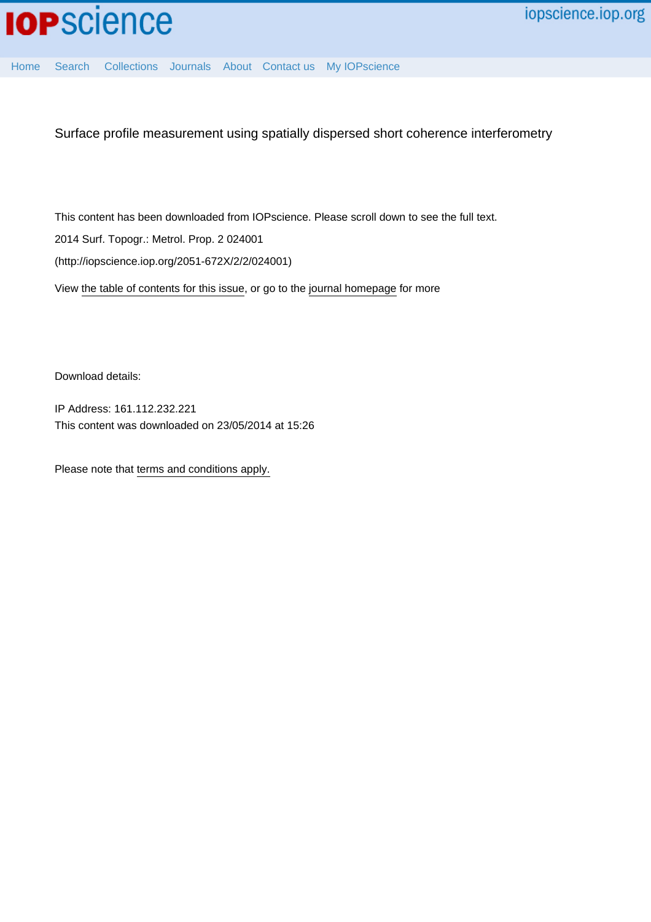Surface profile measurement using spatially dispersed short coherence interferometry

This content has been downloaded from IOPscience. Please scroll down to see the full text.

2014 Surf. Topogr.: Metrol. Prop. 2 024001

(http://iopscience.iop.org/2051-672X/2/2/024001)

View the table of contents for this issue, or go to the journal homepage for more

Download details:

IP Address: 161.112.232.221

This content was downloaded on 23/05/2014 at 15:26

Please note that terms and conditions apply.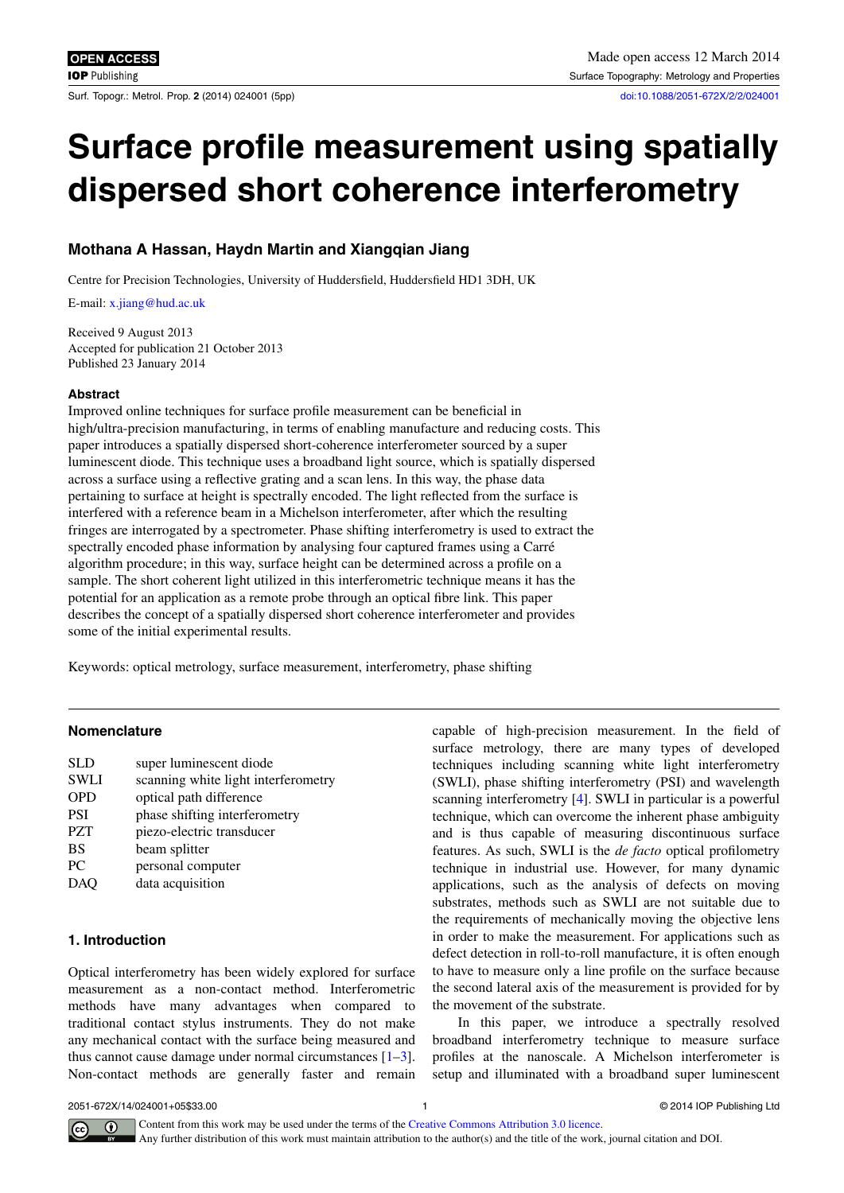# Surface profile measurement using spatially dispersed short coherence interferometry

## Mothana A Hassan, Haydn Martin and Xiangqian Jiang

Centre for Precision Technologies, University of Huddersfield, Huddersfield HD1 3DH, UK

E-mail: x.jiang@hud.ac.uk

Received 9 August 2013
Accepted for publication 21 October 2013
Published 23 January 2014

### Abstract

Improved online techniques for surface profile measurement can be beneficial in high/ultra-precision manufacturing, in terms of enabling manufacture and reducing costs. This paper introduces a spatially dispersed short-coherence interferometer sourced by a super luminescent diode. This technique uses a broadband light source, which is spatially dispersed across a surface using a reflective grating and a scan lens. In this way, the phase data pertaining to surface at height is spectrally encoded. The light reflected from the surface is interfered with a reference beam in a Michelson interferometer, after which the resulting fringes are interrogated by a spectrometer. Phase shifting interferometry is used to extract the spectrally encoded phase information by analysing four captured frames using a Carré algorithm procedure; in this way, surface height can be determined across a profile on a sample. The short coherent light utilized in this interferometric technique means it has the potential for an application as a remote probe through an optical fibre link. This paper describes the concept of a spatially dispersed short coherence interferometer and provides some of the initial experimental results.

Keywords: optical metrology, surface measurement, interferometry, phase shifting

### Nomenclature

| | |
|---|---|
| SLD | super luminescent diode |
| SWLI | scanning white light interferometry |
| OPD | optical path difference |
| PSI | phase shifting interferometry |
| PZT | piezo-electric transducer |
| BS | beam splitter |
| PC | personal computer |
| DAQ | data acquisition |

### 1. Introduction

Optical interferometry has been widely explored for surface measurement as a non-contact method. Interferometric methods have many advantages when compared to traditional contact stylus instruments. They do not make any mechanical contact with the surface being measured and thus cannot cause damage under normal circumstances [1–3]. Non-contact methods are generally faster and remain capable of high-precision measurement. In the field of surface metrology, there are many types of developed techniques including scanning white light interferometry (SWLI), phase shifting interferometry (PSI) and wavelength scanning interferometry [4]. SWLI in particular is a powerful technique, which can overcome the inherent phase ambiguity and is thus capable of measuring discontinuous surface features. As such, SWLI is the *de facto* optical profilometry technique in industrial use. However, for many dynamic applications, such as the analysis of defects on moving substrates, methods such as SWLI are not suitable due to the requirements of mechanically moving the objective lens in order to make the measurement. For applications such as defect detection in roll-to-roll manufacture, it is often enough to have to measure only a line profile on the surface because the second lateral axis of the measurement is provided for by the movement of the substrate.

In this paper, we introduce a spectrally resolved broadband interferometry technique to measure surface profiles at the nanoscale. A Michelson interferometer is setup and illuminated with a broadband super luminescent

Content from this work may be used under the terms of the Creative Commons Attribution 3.0 licence. Any further distribution of this work must maintain attribution to the author(s) and the title of the work, journal citation and DOI.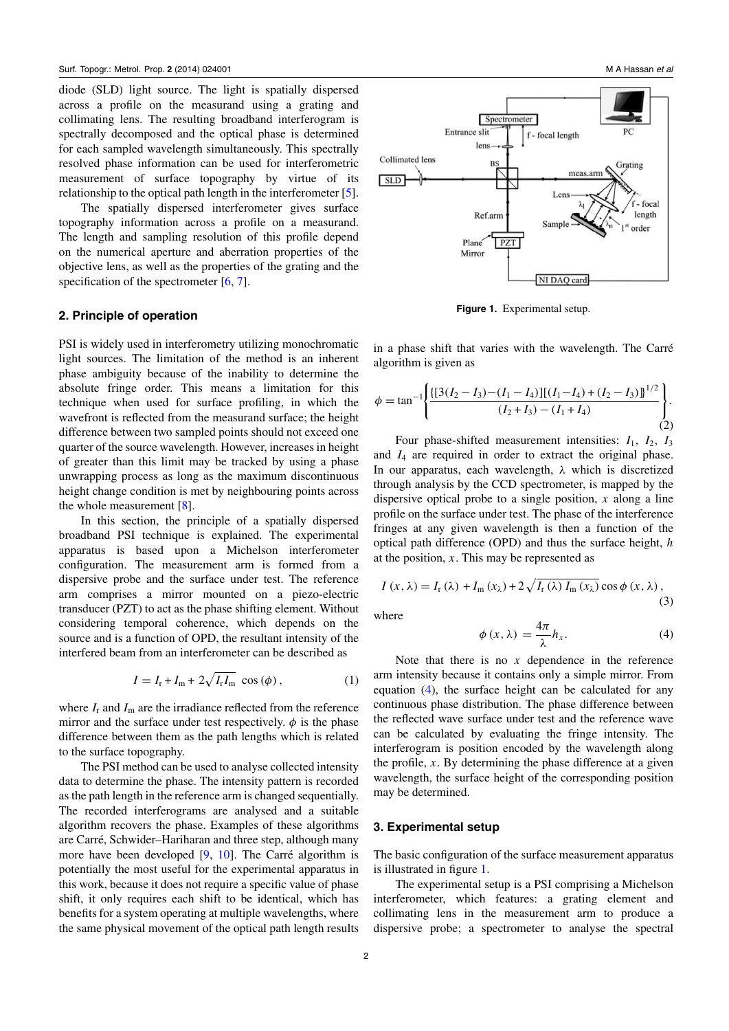diode (SLD) light source. The light is spatially dispersed across a profile on the measurand using a grating and collimating lens. The resulting broadband interferogram is spectrally decomposed and the optical phase is determined for each sampled wavelength simultaneously. This spectrally resolved phase information can be used for interferometric measurement of surface topography by virtue of its relationship to the optical path length in the interferometer [5].

The spatially dispersed interferometer gives surface topography information across a profile on a measurand. The length and sampling resolution of this profile depend on the numerical aperture and aberration properties of the objective lens, as well as the properties of the grating and the specification of the spectrometer [6, 7].

## 2. Principle of operation

PSI is widely used in interferometry utilizing monochromatic light sources. The limitation of the method is an inherent phase ambiguity because of the inability to determine the absolute fringe order. This means a limitation for this technique when used for surface profiling, in which the wavefront is reflected from the measurand surface; the height difference between two sampled points should not exceed one quarter of the source wavelength. However, increases in height of greater than this limit may be tracked by using a phase unwrapping process as long as the maximum discontinuous height change condition is met by neighbouring points across the whole measurement [8].

In this section, the principle of a spatially dispersed broadband PSI technique is explained. The experimental apparatus is based upon a Michelson interferometer configuration. The measurement arm is formed from a dispersive probe and the surface under test. The reference arm comprises a mirror mounted on a piezo-electric transducer (PZT) to act as the phase shifting element. Without considering temporal coherence, which depends on the source and is a function of OPD, the resultant intensity of the interfered beam from an interferometer can be described as

$$I = I_{\mathrm{r}} + I_{\mathrm{m}} + 2\sqrt{I_{\mathrm{r}} I_{\mathrm{m}}}\ \cos(\phi)\,, \tag{1}$$

where $I_{\mathrm{r}}$ and $I_{\mathrm{m}}$ are the irradiance reflected from the reference mirror and the surface under test respectively. $\phi$ is the phase difference between them as the path lengths which is related to the surface topography.

The PSI method can be used to analyse collected intensity data to determine the phase. The intensity pattern is recorded as the path length in the reference arm is changed sequentially. The recorded interferograms are analysed and a suitable algorithm recovers the phase. Examples of these algorithms are Carré, Schwider–Hariharan and three step, although many more have been developed [9, 10]. The Carré algorithm is potentially the most useful for the experimental apparatus in this work, because it does not require a specific value of phase shift, it only requires each shift to be identical, which has benefits for a system operating at multiple wavelengths, where the same physical movement of the optical path length results in a phase shift that varies with the wavelength. The Carré algorithm is given as

$$\phi = \tan^{-1}\left\{\frac{\left[\left[3(I_2 - I_3) - (I_1 - I_4)\right]\left[(I_1 - I_4) + (I_2 - I_3)\right]\right]^{1/2}}{(I_2 + I_3) - (I_1 + I_4)}\right\}. \tag{2}$$

Four phase-shifted measurement intensities: $I_1$, $I_2$, $I_3$ and $I_4$ are required in order to extract the original phase. In our apparatus, each wavelength, $\lambda$ which is discretized through analysis by the CCD spectrometer, is mapped by the dispersive optical probe to a single position, $x$ along a line profile on the surface under test. The phase of the interference fringes at any given wavelength is then a function of the optical path difference (OPD) and thus the surface height, $h$ at the position, $x$. This may be represented as

$$I(x, \lambda) = I_{\mathrm{r}}(\lambda) + I_{\mathrm{m}}(x_\lambda) + 2\sqrt{I_{\mathrm{r}}(\lambda)\, I_{\mathrm{m}}(x_\lambda)}\cos\phi(x, \lambda)\,, \tag{3}$$

where

$$\phi(x, \lambda) = \frac{4\pi}{\lambda} h_x. \tag{4}$$

Note that there is no $x$ dependence in the reference arm intensity because it contains only a simple mirror. From equation (4), the surface height can be calculated for any continuous phase distribution. The phase difference between the reflected wave surface under test and the reference wave can be calculated by evaluating the fringe intensity. The interferogram is position encoded by the wavelength along the profile, $x$. By determining the phase difference at a given wavelength, the surface height of the corresponding position may be determined.

Spectrometer
Entrance slit
f - focal length
PC
lens
Collimated lens
BS
Grating
SLD
meas.arm
Lens
f - focal length
$\lambda_1$
Ref.arm
Sample
$\lambda_n$
1st order
Plane Mirror
PZT
NI DAQ card

**Figure 1.** Experimental setup.

## 3. Experimental setup

The basic configuration of the surface measurement apparatus is illustrated in figure 1.

The experimental setup is a PSI comprising a Michelson interferometer, which features: a grating element and collimating lens in the measurement arm to produce a dispersive probe; a spectrometer to analyse the spectral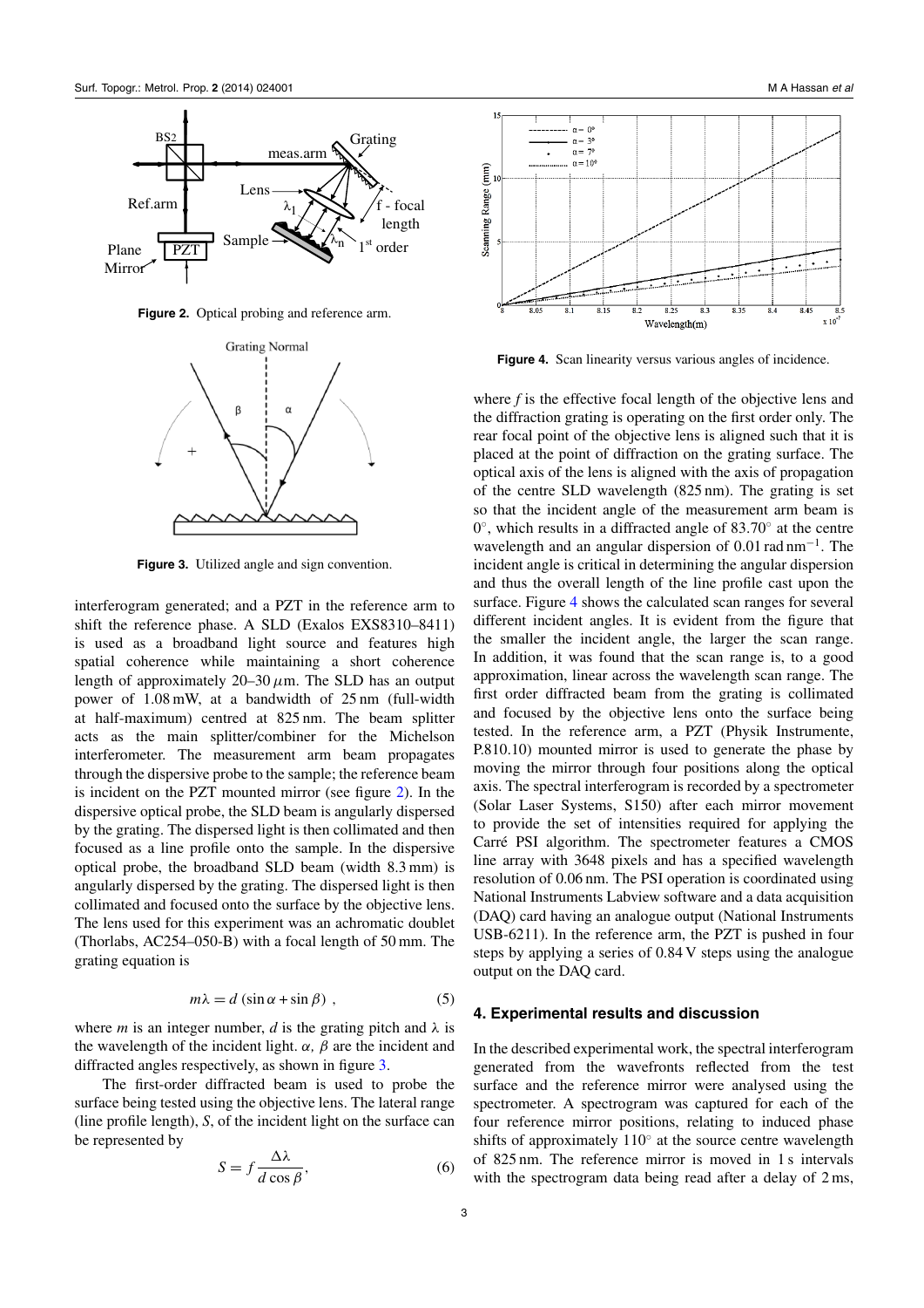Figure 2. Optical probing and reference arm.

Figure 3. Utilized angle and sign convention.

interferogram generated; and a PZT in the reference arm to shift the reference phase. A SLD (Exalos EXS8310–8411) is used as a broadband light source and features high spatial coherence while maintaining a short coherence length of approximately 20–30 $\mu$m. The SLD has an output power of 1.08 mW, at a bandwidth of 25 nm (full-width at half-maximum) centred at 825 nm. The beam splitter acts as the main splitter/combiner for the Michelson interferometer. The measurement arm beam propagates through the dispersive probe to the sample; the reference beam is incident on the PZT mounted mirror (see figure 2). In the dispersive optical probe, the SLD beam is angularly dispersed by the grating. The dispersed light is then collimated and then focused as a line profile onto the sample. In the dispersive optical probe, the broadband SLD beam (width 8.3 mm) is angularly dispersed by the grating. The dispersed light is then collimated and focused onto the surface by the objective lens. The lens used for this experiment was an achromatic doublet (Thorlabs, AC254–050-B) with a focal length of 50 mm. The grating equation is

$$m\lambda = d\,(\sin\alpha + \sin\beta)\ , \tag{5}$$

where *m* is an integer number, *d* is the grating pitch and $\lambda$ is the wavelength of the incident light. $\alpha$, $\beta$ are the incident and diffracted angles respectively, as shown in figure 3.

The first-order diffracted beam is used to probe the surface being tested using the objective lens. The lateral range (line profile length), *S*, of the incident light on the surface can be represented by

$$S = f\frac{\Delta\lambda}{d\cos\beta}, \tag{6}$$

Figure 4. Scan linearity versus various angles of incidence.

where *f* is the effective focal length of the objective lens and the diffraction grating is operating on the first order only. The rear focal point of the objective lens is aligned such that it is placed at the point of diffraction on the grating surface. The optical axis of the lens is aligned with the axis of propagation of the centre SLD wavelength (825 nm). The grating is set so that the incident angle of the measurement arm beam is 0°, which results in a diffracted angle of 83.70° at the centre wavelength and an angular dispersion of 0.01 rad nm$^{-1}$. The incident angle is critical in determining the angular dispersion and thus the overall length of the line profile cast upon the surface. Figure 4 shows the calculated scan ranges for several different incident angles. It is evident from the figure that the smaller the incident angle, the larger the scan range. In addition, it was found that the scan range is, to a good approximation, linear across the wavelength scan range. The first order diffracted beam from the grating is collimated and focused by the objective lens onto the surface being tested. In the reference arm, a PZT (Physik Instrumente, P.810.10) mounted mirror is used to generate the phase by moving the mirror through four positions along the optical axis. The spectral interferogram is recorded by a spectrometer (Solar Laser Systems, S150) after each mirror movement to provide the set of intensities required for applying the Carré PSI algorithm. The spectrometer features a CMOS line array with 3648 pixels and has a specified wavelength resolution of 0.06 nm. The PSI operation is coordinated using National Instruments Labview software and a data acquisition (DAQ) card having an analogue output (National Instruments USB-6211). In the reference arm, the PZT is pushed in four steps by applying a series of 0.84 V steps using the analogue output on the DAQ card.

## 4. Experimental results and discussion

In the described experimental work, the spectral interferogram generated from the wavefronts reflected from the test surface and the reference mirror were analysed using the spectrometer. A spectrogram was captured for each of the four reference mirror positions, relating to induced phase shifts of approximately 110° at the source centre wavelength of 825 nm. The reference mirror is moved in 1 s intervals with the spectrogram data being read after a delay of 2 ms,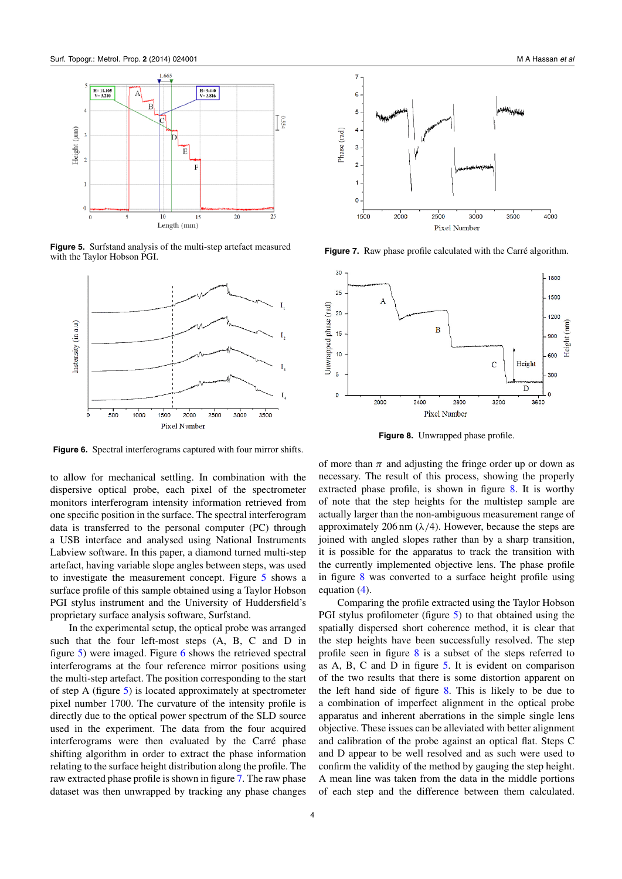**Figure 5.** Surfstand analysis of the multi-step artefact measured with the Taylor Hobson PGI.

**Figure 6.** Spectral interferograms captured with four mirror shifts.

**Figure 7.** Raw phase profile calculated with the Carré algorithm.

**Figure 8.** Unwrapped phase profile.

to allow for mechanical settling. In combination with the dispersive optical probe, each pixel of the spectrometer monitors interferogram intensity information retrieved from one specific position in the surface. The spectral interferogram data is transferred to the personal computer (PC) through a USB interface and analysed using National Instruments Labview software. In this paper, a diamond turned multi-step artefact, having variable slope angles between steps, was used to investigate the measurement concept. Figure 5 shows a surface profile of this sample obtained using a Taylor Hobson PGI stylus instrument and the University of Huddersfield's proprietary surface analysis software, Surfstand.

In the experimental setup, the optical probe was arranged such that the four left-most steps (A, B, C and D in figure 5) were imaged. Figure 6 shows the retrieved spectral interferograms at the four reference mirror positions using the multi-step artefact. The position corresponding to the start of step A (figure 5) is located approximately at spectrometer pixel number 1700. The curvature of the intensity profile is directly due to the optical power spectrum of the SLD source used in the experiment. The data from the four acquired interferograms were then evaluated by the Carré phase shifting algorithm in order to extract the phase information relating to the surface height distribution along the profile. The raw extracted phase profile is shown in figure 7. The raw phase dataset was then unwrapped by tracking any phase changes of more than $\pi$ and adjusting the fringe order up or down as necessary. The result of this process, showing the properly extracted phase profile, is shown in figure 8. It is worthy of note that the step heights for the multistep sample are actually larger than the non-ambiguous measurement range of approximately 206 nm ($\lambda/4$). However, because the steps are joined with angled slopes rather than by a sharp transition, it is possible for the apparatus to track the transition with the currently implemented objective lens. The phase profile in figure 8 was converted to a surface height profile using equation (4).

Comparing the profile extracted using the Taylor Hobson PGI stylus profilometer (figure 5) to that obtained using the spatially dispersed short coherence method, it is clear that the step heights have been successfully resolved. The step profile seen in figure 8 is a subset of the steps referred to as A, B, C and D in figure 5. It is evident on comparison of the two results that there is some distortion apparent on the left hand side of figure 8. This is likely to be due to a combination of imperfect alignment in the optical probe apparatus and inherent aberrations in the simple single lens objective. These issues can be alleviated with better alignment and calibration of the probe against an optical flat. Steps C and D appear to be well resolved and as such were used to confirm the validity of the method by gauging the step height. A mean line was taken from the data in the middle portions of each step and the difference between them calculated.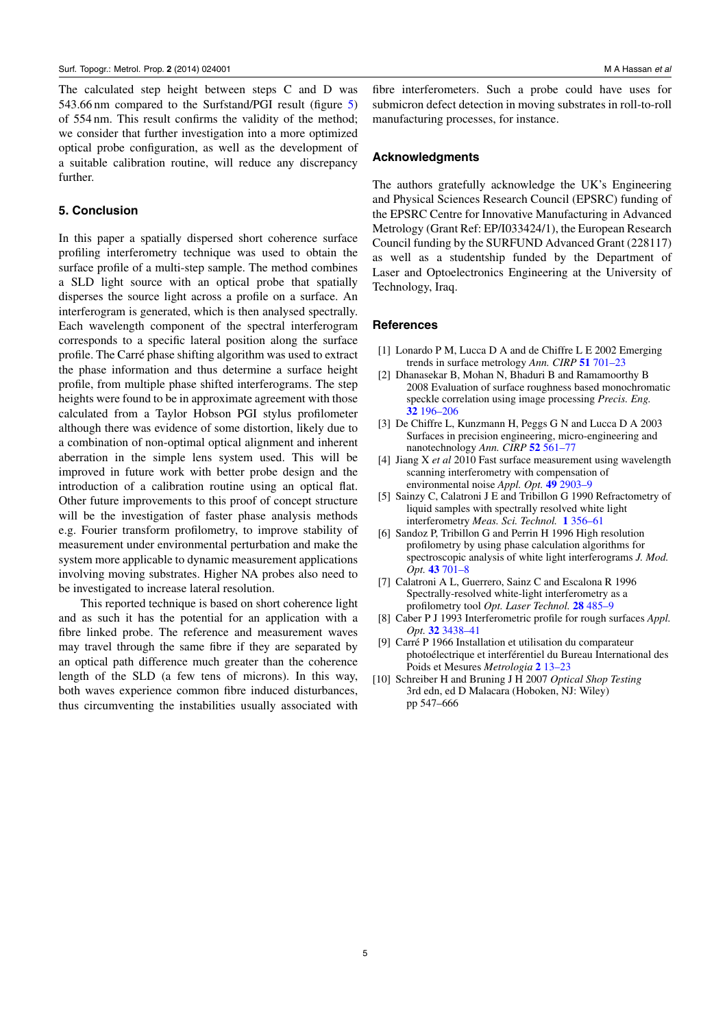The calculated step height between steps C and D was 543.66 nm compared to the Surfstand/PGI result (figure 5) of 554 nm. This result confirms the validity of the method; we consider that further investigation into a more optimized optical probe configuration, as well as the development of a suitable calibration routine, will reduce any discrepancy further.

## 5. Conclusion

In this paper a spatially dispersed short coherence surface profiling interferometry technique was used to obtain the surface profile of a multi-step sample. The method combines a SLD light source with an optical probe that spatially disperses the source light across a profile on a surface. An interferogram is generated, which is then analysed spectrally. Each wavelength component of the spectral interferogram corresponds to a specific lateral position along the surface profile. The Carré phase shifting algorithm was used to extract the phase information and thus determine a surface height profile, from multiple phase shifted interferograms. The step heights were found to be in approximate agreement with those calculated from a Taylor Hobson PGI stylus profilometer although there was evidence of some distortion, likely due to a combination of non-optimal optical alignment and inherent aberration in the simple lens system used. This will be improved in future work with better probe design and the introduction of a calibration routine using an optical flat. Other future improvements to this proof of concept structure will be the investigation of faster phase analysis methods e.g. Fourier transform profilometry, to improve stability of measurement under environmental perturbation and make the system more applicable to dynamic measurement applications involving moving substrates. Higher NA probes also need to be investigated to increase lateral resolution.

This reported technique is based on short coherence light and as such it has the potential for an application with a fibre linked probe. The reference and measurement waves may travel through the same fibre if they are separated by an optical path difference much greater than the coherence length of the SLD (a few tens of microns). In this way, both waves experience common fibre induced disturbances, thus circumventing the instabilities usually associated with fibre interferometers. Such a probe could have uses for submicron defect detection in moving substrates in roll-to-roll manufacturing processes, for instance.

## Acknowledgments

The authors gratefully acknowledge the UK's Engineering and Physical Sciences Research Council (EPSRC) funding of the EPSRC Centre for Innovative Manufacturing in Advanced Metrology (Grant Ref: EP/I033424/1), the European Research Council funding by the SURFUND Advanced Grant (228117) as well as a studentship funded by the Department of Laser and Optoelectronics Engineering at the University of Technology, Iraq.

## References

[1] Lonardo P M, Lucca D A and de Chiffre L E 2002 Emerging trends in surface metrology *Ann. CIRP* **51** 701–23

[2] Dhanasekar B, Mohan N, Bhaduri B and Ramamoorthy B 2008 Evaluation of surface roughness based monochromatic speckle correlation using image processing *Precis. Eng.* **32** 196–206

[3] De Chiffre L, Kunzmann H, Peggs G N and Lucca D A 2003 Surfaces in precision engineering, micro-engineering and nanotechnology *Ann. CIRP* **52** 561–77

[4] Jiang X *et al* 2010 Fast surface measurement using wavelength scanning interferometry with compensation of environmental noise *Appl. Opt.* **49** 2903–9

[5] Sainzy C, Calatroni J E and Tribillon G 1990 Refractometry of liquid samples with spectrally resolved white light interferometry *Meas. Sci. Technol.* **1** 356–61

[6] Sandoz P, Tribillon G and Perrin H 1996 High resolution profilometry by using phase calculation algorithms for spectroscopic analysis of white light interferograms *J. Mod. Opt.* **43** 701–8

[7] Calatroni A L, Guerrero, Sainz C and Escalona R 1996 Spectrally-resolved white-light interferometry as a profilometry tool *Opt. Laser Technol.* **28** 485–9

[8] Caber P J 1993 Interferometric profile for rough surfaces *Appl. Opt.* **32** 3438–41

[9] Carré P 1966 Installation et utilisation du comparateur photoélectrique et interférentiel du Bureau International des Poids et Mesures *Metrologia* **2** 13–23

[10] Schreiber H and Bruning J H 2007 *Optical Shop Testing* 3rd edn, ed D Malacara (Hoboken, NJ: Wiley) pp 547–666